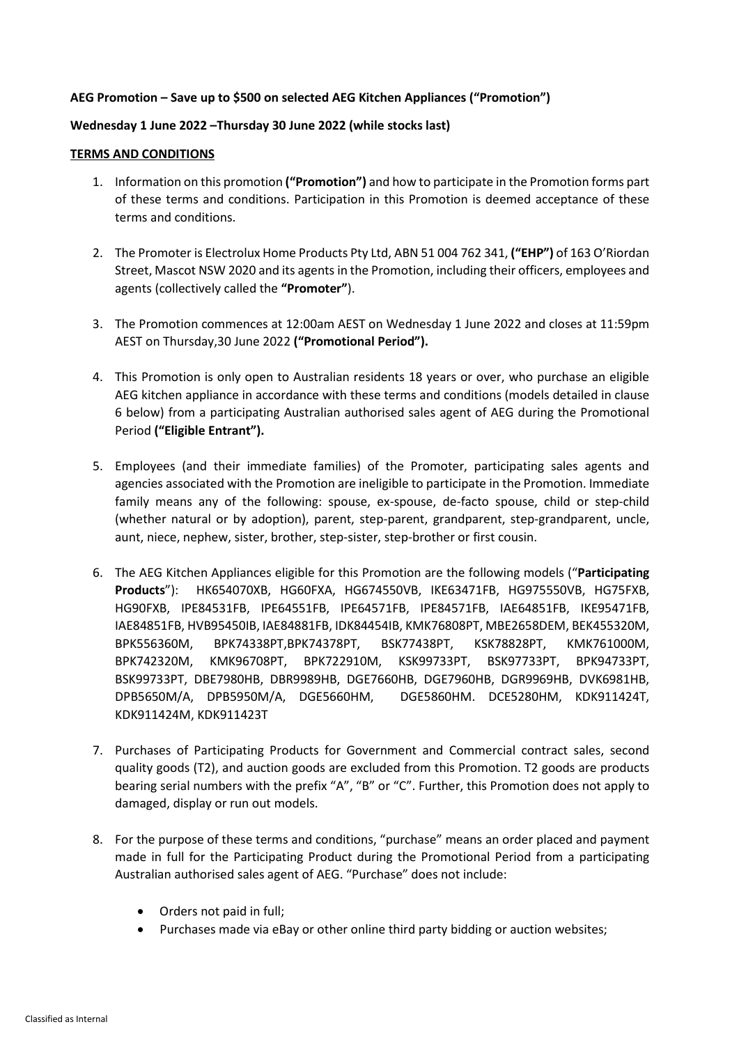**AEG Promotion – Save up to $500 on selected AEG Kitchen Appliances ("Promotion")**

**Wednesday 1 June 2022 –Thursday 30 June 2022 (while stocks last)**

**TERMS AND CONDITIONS**

1. Information on this promotion **("Promotion")** and how to participate in the Promotion forms part of these terms and conditions. Participation in this Promotion is deemed acceptance of these terms and conditions.

2. The Promoter is Electrolux Home Products Pty Ltd, ABN 51 004 762 341, **("EHP")** of 163 O'Riordan Street, Mascot NSW 2020 and its agents in the Promotion, including their officers, employees and agents (collectively called the **"Promoter"**).

3. The Promotion commences at 12:00am AEST on Wednesday 1 June 2022 and closes at 11:59pm AEST on Thursday,30 June 2022 **("Promotional Period").**

4. This Promotion is only open to Australian residents 18 years or over, who purchase an eligible AEG kitchen appliance in accordance with these terms and conditions (models detailed in clause 6 below) from a participating Australian authorised sales agent of AEG during the Promotional Period **("Eligible Entrant").**

5. Employees (and their immediate families) of the Promoter, participating sales agents and agencies associated with the Promotion are ineligible to participate in the Promotion. Immediate family means any of the following: spouse, ex-spouse, de-facto spouse, child or step-child (whether natural or by adoption), parent, step-parent, grandparent, step-grandparent, uncle, aunt, niece, nephew, sister, brother, step-sister, step-brother or first cousin.

6. The AEG Kitchen Appliances eligible for this Promotion are the following models ("**Participating Products**"): HK654070XB, HG60FXA, HG674550VB, IKE63471FB, HG975550VB, HG75FXB, HG90FXB, IPE84531FB, IPE64551FB, IPE64571FB, IPE84571FB, IAE64851FB, IKE95471FB, IAE84851FB, HVB95450IB, IAE84881FB, IDK84454IB, KMK76808PT, MBE2658DEM, BEK455320M, BPK556360M, BPK74338PT,BPK74378PT, BSK77438PT, KSK78828PT, KMK761000M, BPK742320M, KMK96708PT, BPK722910M, KSK99733PT, BSK97733PT, BPK94733PT, BSK99733PT, DBE7980HB, DBR9989HB, DGE7660HB, DGE7960HB, DGR9969HB, DVK6981HB, DPB5650M/A, DPB5950M/A, DGE5660HM, DGE5860HM. DCE5280HM, KDK911424T, KDK911424M, KDK911423T

7. Purchases of Participating Products for Government and Commercial contract sales, second quality goods (T2), and auction goods are excluded from this Promotion. T2 goods are products bearing serial numbers with the prefix "A", "B" or "C". Further, this Promotion does not apply to damaged, display or run out models.

8. For the purpose of these terms and conditions, "purchase" means an order placed and payment made in full for the Participating Product during the Promotional Period from a participating Australian authorised sales agent of AEG. "Purchase" does not include:

   - Orders not paid in full;
   - Purchases made via eBay or other online third party bidding or auction websites;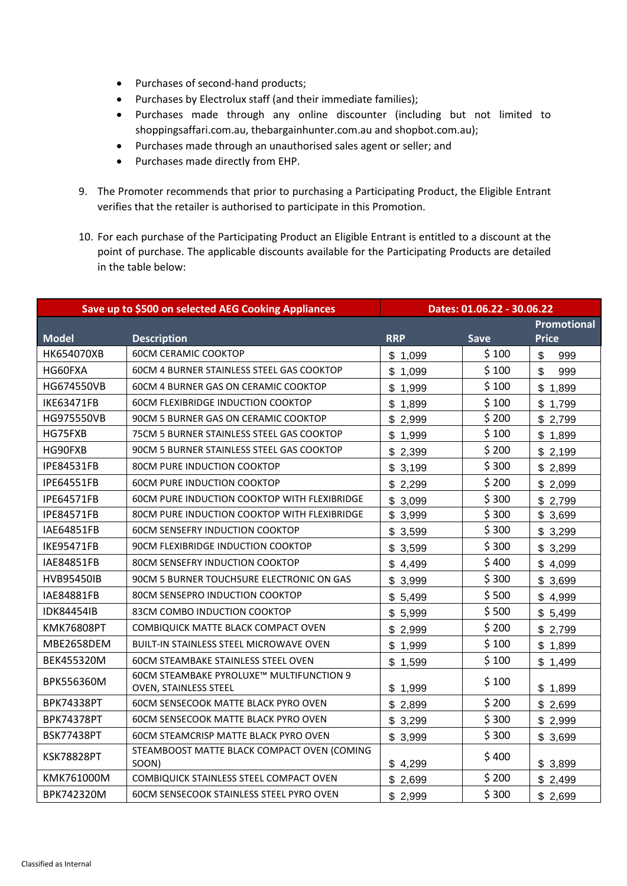- Purchases of second-hand products;
- Purchases by Electrolux staff (and their immediate families);
- Purchases made through any online discounter (including but not limited to shoppingsaffari.com.au, thebargainhunter.com.au and shopbot.com.au);
- Purchases made through an unauthorised sales agent or seller; and
- Purchases made directly from EHP.

9. The Promoter recommends that prior to purchasing a Participating Product, the Eligible Entrant verifies that the retailer is authorised to participate in this Promotion.

10. For each purchase of the Participating Product an Eligible Entrant is entitled to a discount at the point of purchase. The applicable discounts available for the Participating Products are detailed in the table below:

| Save up to $500 on selected AEG Cooking Appliances | | Dates: 01.06.22 - 30.06.22 | | |
|---|---|---|---|---|
| **Model** | **Description** | **RRP** | **Save** | **Promotional Price** |
| HK654070XB | 60CM CERAMIC COOKTOP | $ 1,099 | $ 100 | $ 999 |
| HG60FXA | 60CM 4 BURNER STAINLESS STEEL GAS COOKTOP | $ 1,099 | $ 100 | $ 999 |
| HG674550VB | 60CM 4 BURNER GAS ON CERAMIC COOKTOP | $ 1,999 | $ 100 | $ 1,899 |
| IKE63471FB | 60CM FLEXIBRIDGE INDUCTION COOKTOP | $ 1,899 | $ 100 | $ 1,799 |
| HG975550VB | 90CM 5 BURNER GAS ON CERAMIC COOKTOP | $ 2,999 | $ 200 | $ 2,799 |
| HG75FXB | 75CM 5 BURNER STAINLESS STEEL GAS COOKTOP | $ 1,999 | $ 100 | $ 1,899 |
| HG90FXB | 90CM 5 BURNER STAINLESS STEEL GAS COOKTOP | $ 2,399 | $ 200 | $ 2,199 |
| IPE84531FB | 80CM PURE INDUCTION COOKTOP | $ 3,199 | $ 300 | $ 2,899 |
| IPE64551FB | 60CM PURE INDUCTION COOKTOP | $ 2,299 | $ 200 | $ 2,099 |
| IPE64571FB | 60CM PURE INDUCTION COOKTOP WITH FLEXIBRIDGE | $ 3,099 | $ 300 | $ 2,799 |
| IPE84571FB | 80CM PURE INDUCTION COOKTOP WITH FLEXIBRIDGE | $ 3,999 | $ 300 | $ 3,699 |
| IAE64851FB | 60CM SENSEFRY INDUCTION COOKTOP | $ 3,599 | $ 300 | $ 3,299 |
| IKE95471FB | 90CM FLEXIBRIDGE INDUCTION COOKTOP | $ 3,599 | $ 300 | $ 3,299 |
| IAE84851FB | 80CM SENSEFRY INDUCTION COOKTOP | $ 4,499 | $ 400 | $ 4,099 |
| HVB95450IB | 90CM 5 BURNER TOUCHSURE ELECTRONIC ON GAS | $ 3,999 | $ 300 | $ 3,699 |
| IAE84881FB | 80CM SENSEPRO INDUCTION COOKTOP | $ 5,499 | $ 500 | $ 4,999 |
| IDK84454IB | 83CM COMBO INDUCTION COOKTOP | $ 5,999 | $ 500 | $ 5,499 |
| KMK76808PT | COMBIQUICK MATTE BLACK COMPACT OVEN | $ 2,999 | $ 200 | $ 2,799 |
| MBE2658DEM | BUILT-IN STAINLESS STEEL MICROWAVE OVEN | $ 1,999 | $ 100 | $ 1,899 |
| BEK455320M | 60CM STEAMBAKE STAINLESS STEEL OVEN | $ 1,599 | $ 100 | $ 1,499 |
| BPK556360M | 60CM STEAMBAKE PYROLUXE™ MULTIFUNCTION 9 OVEN, STAINLESS STEEL | $ 1,999 | $ 100 | $ 1,899 |
| BPK74338PT | 60CM SENSECOOK MATTE BLACK PYRO OVEN | $ 2,899 | $ 200 | $ 2,699 |
| BPK74378PT | 60CM SENSECOOK MATTE BLACK PYRO OVEN | $ 3,299 | $ 300 | $ 2,999 |
| BSK77438PT | 60CM STEAMCRISP MATTE BLACK PYRO OVEN | $ 3,999 | $ 300 | $ 3,699 |
| KSK78828PT | STEAMBOOST MATTE BLACK COMPACT OVEN (COMING SOON) | $ 4,299 | $ 400 | $ 3,899 |
| KMK761000M | COMBIQUICK STAINLESS STEEL COMPACT OVEN | $ 2,699 | $ 200 | $ 2,499 |
| BPK742320M | 60CM SENSECOOK STAINLESS STEEL PYRO OVEN | $ 2,999 | $ 300 | $ 2,699 |

Classified as Internal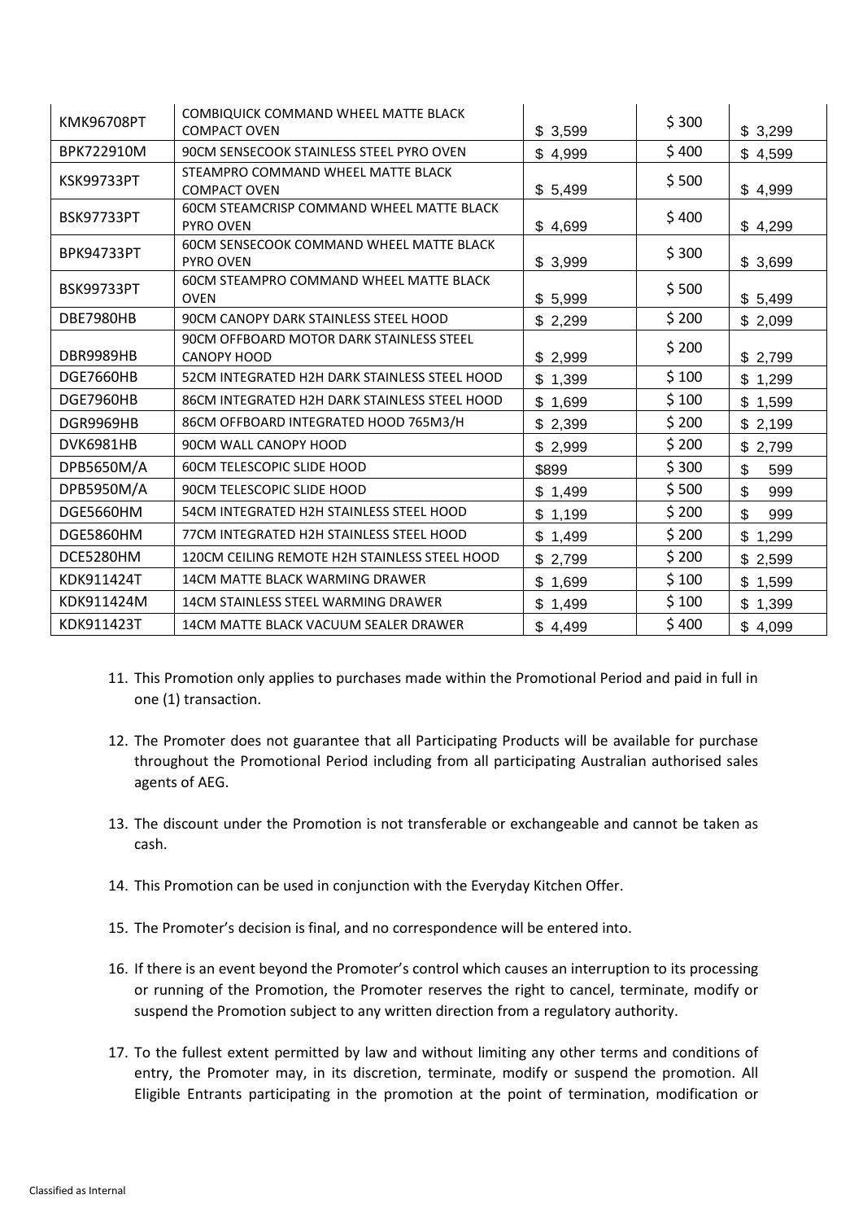| KMK96708PT | COMBIQUICK COMMAND WHEEL MATTE BLACK COMPACT OVEN | $ 3,599 | $ 300 | $ 3,299 |
|---|---|---|---|---|
| BPK722910M | 90CM SENSECOOK STAINLESS STEEL PYRO OVEN | $ 4,999 | $ 400 | $ 4,599 |
| KSK99733PT | STEAMPRO COMMAND WHEEL MATTE BLACK COMPACT OVEN | $ 5,499 | $ 500 | $ 4,999 |
| BSK97733PT | 60CM STEAMCRISP COMMAND WHEEL MATTE BLACK PYRO OVEN | $ 4,699 | $ 400 | $ 4,299 |
| BPK94733PT | 60CM SENSECOOK COMMAND WHEEL MATTE BLACK PYRO OVEN | $ 3,999 | $ 300 | $ 3,699 |
| BSK99733PT | 60CM STEAMPRO COMMAND WHEEL MATTE BLACK OVEN | $ 5,999 | $ 500 | $ 5,499 |
| DBE7980HB | 90CM CANOPY DARK STAINLESS STEEL HOOD | $ 2,299 | $ 200 | $ 2,099 |
| DBR9989HB | 90CM OFFBOARD MOTOR DARK STAINLESS STEEL CANOPY HOOD | $ 2,999 | $ 200 | $ 2,799 |
| DGE7660HB | 52CM INTEGRATED H2H DARK STAINLESS STEEL HOOD | $ 1,399 | $ 100 | $ 1,299 |
| DGE7960HB | 86CM INTEGRATED H2H DARK STAINLESS STEEL HOOD | $ 1,699 | $ 100 | $ 1,599 |
| DGR9969HB | 86CM OFFBOARD INTEGRATED HOOD 765M3/H | $ 2,399 | $ 200 | $ 2,199 |
| DVK6981HB | 90CM WALL CANOPY HOOD | $ 2,999 | $ 200 | $ 2,799 |
| DPB5650M/A | 60CM TELESCOPIC SLIDE HOOD | $899 | $ 300 | $ 599 |
| DPB5950M/A | 90CM TELESCOPIC SLIDE HOOD | $ 1,499 | $ 500 | $ 999 |
| DGE5660HM | 54CM INTEGRATED H2H STAINLESS STEEL HOOD | $ 1,199 | $ 200 | $ 999 |
| DGE5860HM | 77CM INTEGRATED H2H STAINLESS STEEL HOOD | $ 1,499 | $ 200 | $ 1,299 |
| DCE5280HM | 120CM CEILING REMOTE H2H STAINLESS STEEL HOOD | $ 2,799 | $ 200 | $ 2,599 |
| KDK911424T | 14CM MATTE BLACK WARMING DRAWER | $ 1,699 | $ 100 | $ 1,599 |
| KDK911424M | 14CM STAINLESS STEEL WARMING DRAWER | $ 1,499 | $ 100 | $ 1,399 |
| KDK911423T | 14CM MATTE BLACK VACUUM SEALER DRAWER | $ 4,499 | $ 400 | $ 4,099 |

11. This Promotion only applies to purchases made within the Promotional Period and paid in full in one (1) transaction.

12. The Promoter does not guarantee that all Participating Products will be available for purchase throughout the Promotional Period including from all participating Australian authorised sales agents of AEG.

13. The discount under the Promotion is not transferable or exchangeable and cannot be taken as cash.

14. This Promotion can be used in conjunction with the Everyday Kitchen Offer.

15. The Promoter's decision is final, and no correspondence will be entered into.

16. If there is an event beyond the Promoter's control which causes an interruption to its processing or running of the Promotion, the Promoter reserves the right to cancel, terminate, modify or suspend the Promotion subject to any written direction from a regulatory authority.

17. To the fullest extent permitted by law and without limiting any other terms and conditions of entry, the Promoter may, in its discretion, terminate, modify or suspend the promotion. All Eligible Entrants participating in the promotion at the point of termination, modification or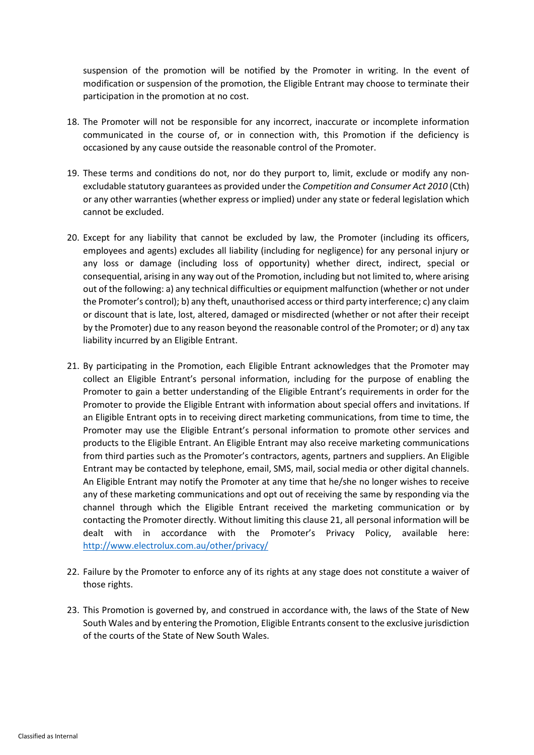suspension of the promotion will be notified by the Promoter in writing. In the event of modification or suspension of the promotion, the Eligible Entrant may choose to terminate their participation in the promotion at no cost.

18. The Promoter will not be responsible for any incorrect, inaccurate or incomplete information communicated in the course of, or in connection with, this Promotion if the deficiency is occasioned by any cause outside the reasonable control of the Promoter.

19. These terms and conditions do not, nor do they purport to, limit, exclude or modify any non-excludable statutory guarantees as provided under the *Competition and Consumer Act 2010* (Cth) or any other warranties (whether express or implied) under any state or federal legislation which cannot be excluded.

20. Except for any liability that cannot be excluded by law, the Promoter (including its officers, employees and agents) excludes all liability (including for negligence) for any personal injury or any loss or damage (including loss of opportunity) whether direct, indirect, special or consequential, arising in any way out of the Promotion, including but not limited to, where arising out of the following: a) any technical difficulties or equipment malfunction (whether or not under the Promoter's control); b) any theft, unauthorised access or third party interference; c) any claim or discount that is late, lost, altered, damaged or misdirected (whether or not after their receipt by the Promoter) due to any reason beyond the reasonable control of the Promoter; or d) any tax liability incurred by an Eligible Entrant.

21. By participating in the Promotion, each Eligible Entrant acknowledges that the Promoter may collect an Eligible Entrant's personal information, including for the purpose of enabling the Promoter to gain a better understanding of the Eligible Entrant's requirements in order for the Promoter to provide the Eligible Entrant with information about special offers and invitations. If an Eligible Entrant opts in to receiving direct marketing communications, from time to time, the Promoter may use the Eligible Entrant's personal information to promote other services and products to the Eligible Entrant. An Eligible Entrant may also receive marketing communications from third parties such as the Promoter's contractors, agents, partners and suppliers. An Eligible Entrant may be contacted by telephone, email, SMS, mail, social media or other digital channels. An Eligible Entrant may notify the Promoter at any time that he/she no longer wishes to receive any of these marketing communications and opt out of receiving the same by responding via the channel through which the Eligible Entrant received the marketing communication or by contacting the Promoter directly. Without limiting this clause 21, all personal information will be dealt with in accordance with the Promoter's Privacy Policy, available here: [http://www.electrolux.com.au/other/privacy/](http://www.electrolux.com.au/other/privacy/)

22. Failure by the Promoter to enforce any of its rights at any stage does not constitute a waiver of those rights.

23. This Promotion is governed by, and construed in accordance with, the laws of the State of New South Wales and by entering the Promotion, Eligible Entrants consent to the exclusive jurisdiction of the courts of the State of New South Wales.